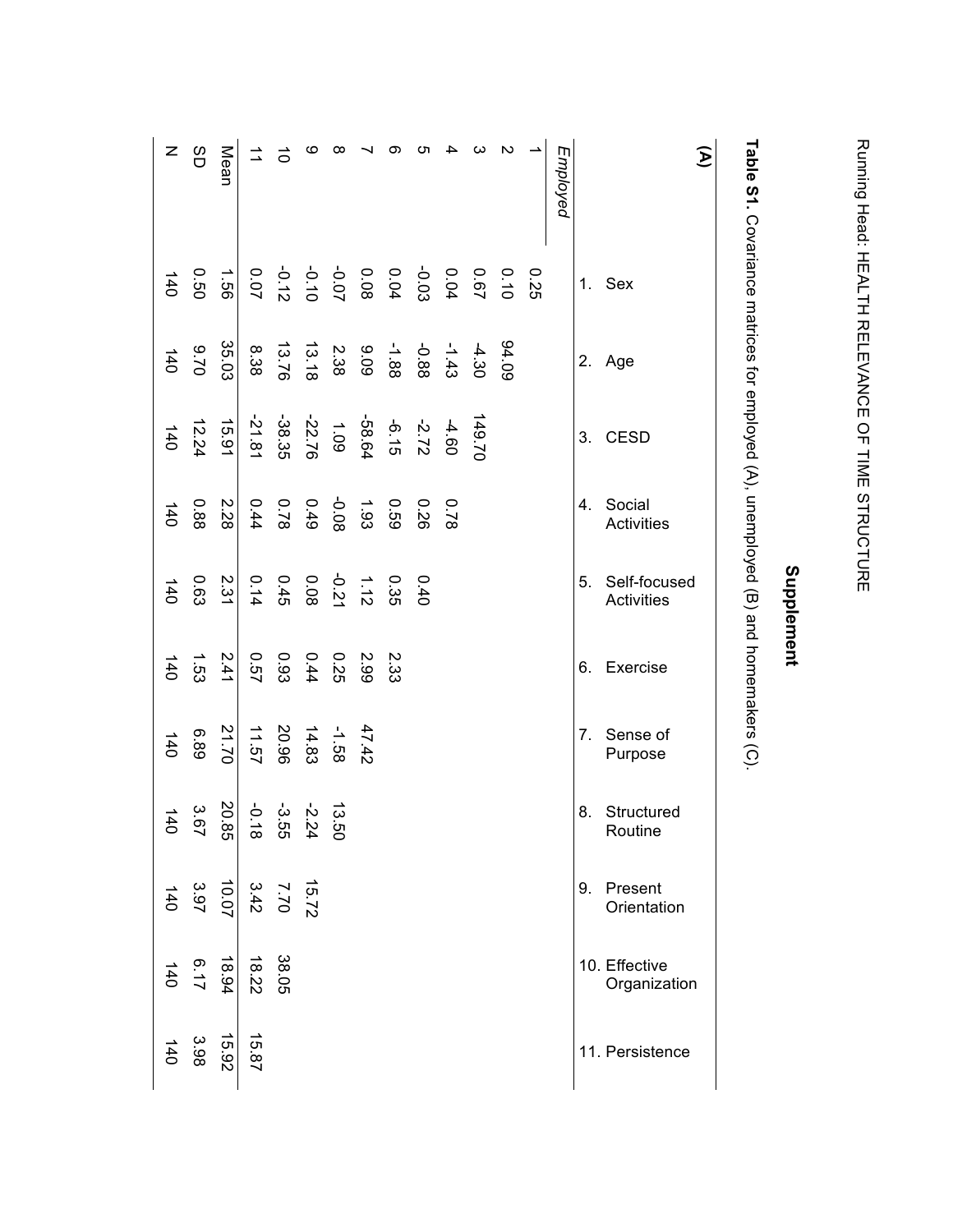# Supplement

**Table S1.** Covariance matrices for employed (A), unemployed (B) and homemakers (C).

**(A)**

| | 1. Sex | 2. Age | 3. CESD | 4. Social Activities | 5. Self-focused Activities | 6. Exercise | 7. Sense of Purpose | 8. Structured Routine | 9. Present Orientation | 10. Effective Organization | 11. Persistence |
|---|---|---|---|---|---|---|---|---|---|---|---|
| *Employed* | | | | | | | | | | | |
| 1 | 0.25 | | | | | | | | | | |
| 2 | 0.10 | 94.09 | | | | | | | | | |
| 3 | 0.67 | -4.30 | 149.70 | | | | | | | | |
| 4 | 0.04 | -1.43 | -4.60 | 0.78 | | | | | | | |
| 5 | -0.03 | -0.88 | -2.72 | 0.26 | 0.40 | | | | | | |
| 6 | 0.04 | -1.88 | -6.15 | 0.59 | 0.35 | 2.33 | | | | | |
| 7 | 0.08 | 9.09 | -58.64 | 1.93 | 1.12 | 2.99 | 47.42 | | | | |
| 8 | -0.07 | 2.38 | 1.09 | -0.08 | -0.21 | 0.25 | -1.58 | 13.50 | | | |
| 9 | -0.10 | 13.18 | -22.76 | 0.49 | 0.08 | 0.44 | 14.83 | -2.24 | 15.72 | | |
| 10 | -0.12 | 13.76 | -38.35 | 0.78 | 0.45 | 0.93 | 20.96 | -3.55 | 7.70 | 38.05 | |
| 11 | 0.07 | 8.38 | -21.81 | 0.44 | 0.14 | 0.57 | 11.57 | -0.18 | 3.42 | 18.22 | 15.87 |
| Mean | 1.56 | 35.03 | 15.91 | 2.28 | 2.31 | 2.41 | 21.70 | 20.85 | 10.07 | 18.94 | 15.92 |
| SD | 0.50 | 9.70 | 12.24 | 0.88 | 0.63 | 1.53 | 6.89 | 3.67 | 3.97 | 6.17 | 3.98 |
| N | 140 | 140 | 140 | 140 | 140 | 140 | 140 | 140 | 140 | 140 | 140 |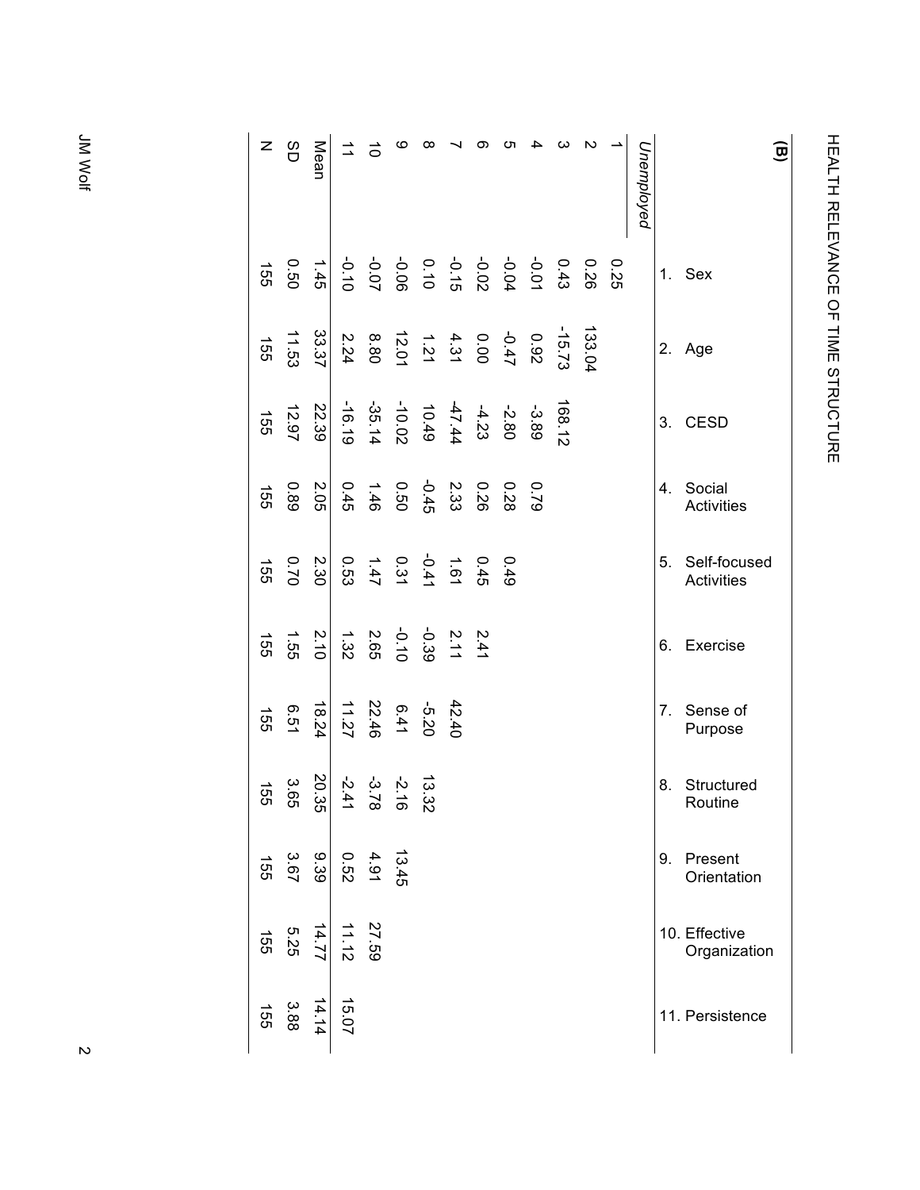**(B)**

| | 1. Sex | 2. Age | 3. CESD | 4. Social Activities | 5. Self-focused Activities | 6. Exercise | 7. Sense of Purpose | 8. Structured Routine | 9. Present Orientation | 10. Effective Organization | 11. Persistence |
|---|---|---|---|---|---|---|---|---|---|---|---|
| *Unemployed* | | | | | | | | | | | |
| 1 | 0.25 | | | | | | | | | | |
| 2 | 0.26 | 133.04 | | | | | | | | | |
| 3 | 0.43 | -15.73 | 168.12 | | | | | | | | |
| 4 | -0.01 | 0.92 | -3.89 | 0.79 | | | | | | | |
| 5 | -0.04 | -0.47 | -2.80 | 0.28 | 0.49 | | | | | | |
| 6 | -0.02 | 0.00 | -4.23 | 0.26 | 0.45 | 2.41 | | | | | |
| 7 | -0.15 | 4.31 | -47.44 | 2.33 | 1.61 | 2.11 | 42.40 | | | | |
| 8 | 0.10 | 1.21 | 10.49 | -0.45 | -0.41 | -0.39 | -5.20 | 13.32 | | | |
| 9 | -0.06 | 12.01 | -10.02 | 0.50 | 0.31 | -0.10 | 6.41 | -2.16 | 13.45 | | |
| 10 | -0.07 | 8.80 | -35.14 | 1.46 | 1.47 | 2.65 | 22.46 | -3.78 | 4.91 | 27.59 | |
| 11 | -0.10 | 2.24 | -16.19 | 0.45 | 0.53 | 1.32 | 11.27 | -2.41 | 0.52 | 11.12 | 15.07 |
| Mean | 1.45 | 33.37 | 22.39 | 2.05 | 2.30 | 2.10 | 18.24 | 20.35 | 9.39 | 14.77 | 14.14 |
| SD | 0.50 | 11.53 | 12.97 | 0.89 | 0.70 | 1.55 | 6.51 | 3.65 | 3.67 | 5.25 | 3.88 |
| N | 155 | 155 | 155 | 155 | 155 | 155 | 155 | 155 | 155 | 155 | 155 |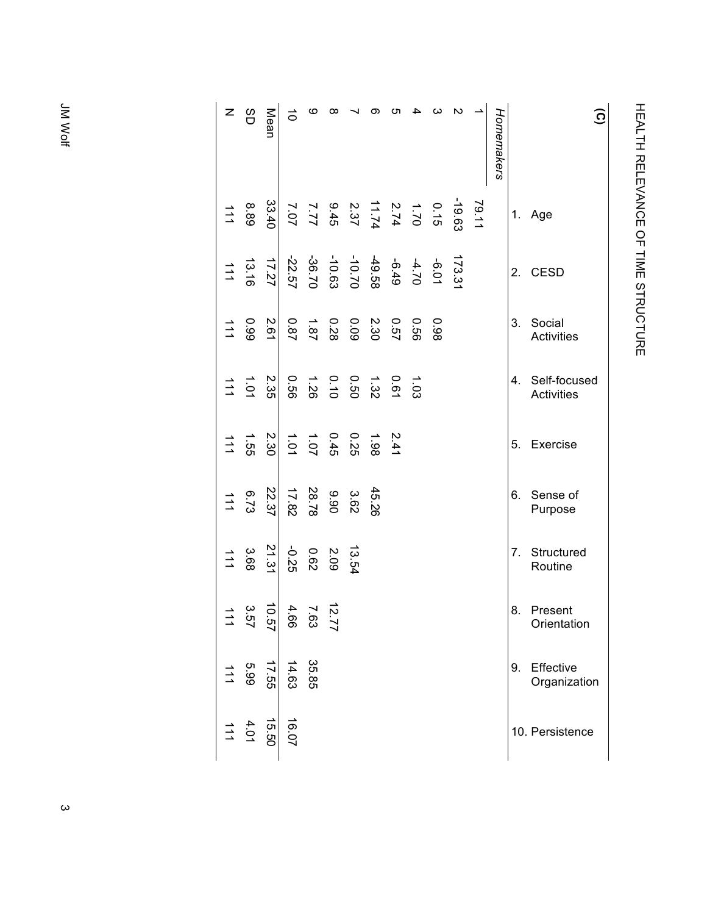**(C)**

| | 1. Age | 2. CESD | 3. Social Activities | 4. Self-focused Activities | 5. Exercise | 6. Sense of Purpose | 7. Structured Routine | 8. Present Orientation | 9. Effective Organization | 10. Persistence |
|---|---|---|---|---|---|---|---|---|---|---|
| *Homemakers* | | | | | | | | | | |
| 1 | 79.11 | | | | | | | | | |
| 2 | -19.63 | 173.31 | | | | | | | | |
| 3 | 0.15 | -6.01 | 0.98 | | | | | | | |
| 4 | 1.70 | -4.70 | 0.56 | 1.03 | | | | | | |
| 5 | 2.74 | -6.49 | 0.57 | 0.61 | 2.41 | | | | | |
| 6 | 11.74 | -49.58 | 2.30 | 1.32 | 1.98 | 45.26 | | | | |
| 7 | 2.37 | -10.70 | 0.09 | 0.50 | 0.25 | 3.62 | 13.54 | | | |
| 8 | 9.45 | -10.63 | 0.28 | 0.10 | 0.45 | 9.90 | 2.09 | 12.77 | | |
| 9 | 7.77 | -36.70 | 1.87 | 1.26 | 1.07 | 28.78 | 0.62 | 7.63 | 35.85 | |
| 10 | 7.07 | -22.57 | 0.87 | 0.56 | 1.01 | 17.82 | -0.25 | 4.66 | 14.63 | 16.07 |
| Mean | 33.40 | 17.27 | 2.61 | 2.35 | 2.30 | 22.37 | 21.31 | 10.57 | 17.55 | 15.50 |
| SD | 8.89 | 13.16 | 0.99 | 1.01 | 1.55 | 6.73 | 3.68 | 3.57 | 5.99 | 4.01 |
| N | 111 | 111 | 111 | 111 | 111 | 111 | 111 | 111 | 111 | 111 |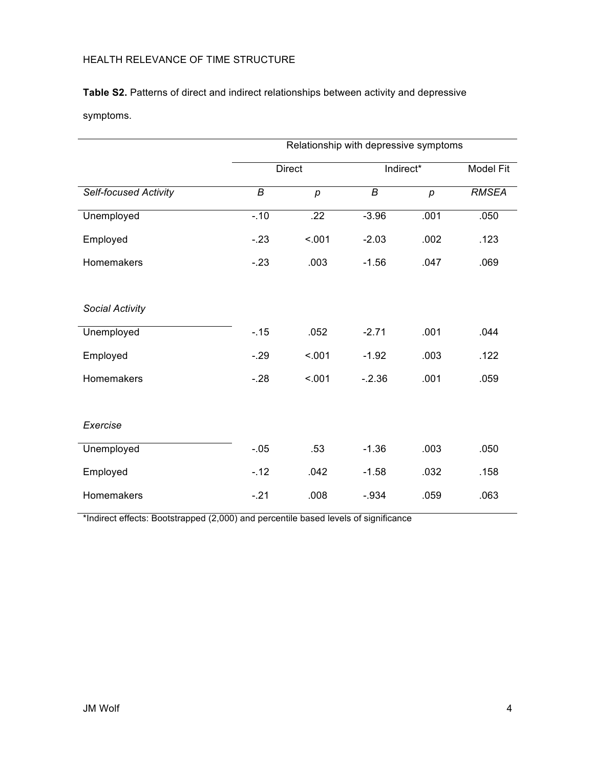**Table S2.** Patterns of direct and indirect relationships between activity and depressive symptoms.

| | Relationship with depressive symptoms | | | | |
|---|---|---|---|---|---|
| | Direct | | Indirect* | | Model Fit |
| *Self-focused Activity* | *B* | *p* | *B* | *p* | *RMSEA* |
| Unemployed | -.10 | .22 | -3.96 | .001 | .050 |
| Employed | -.23 | <.001 | -2.03 | .002 | .123 |
| Homemakers | -.23 | .003 | -1.56 | .047 | .069 |
| *Social Activity* | | | | | |
| Unemployed | -.15 | .052 | -2.71 | .001 | .044 |
| Employed | -.29 | <.001 | -1.92 | .003 | .122 |
| Homemakers | -.28 | <.001 | -.2.36 | .001 | .059 |
| *Exercise* | | | | | |
| Unemployed | -.05 | .53 | -1.36 | .003 | .050 |
| Employed | -.12 | .042 | -1.58 | .032 | .158 |
| Homemakers | -.21 | .008 | -.934 | .059 | .063 |

*Indirect effects: Bootstrapped (2,000) and percentile based levels of significance